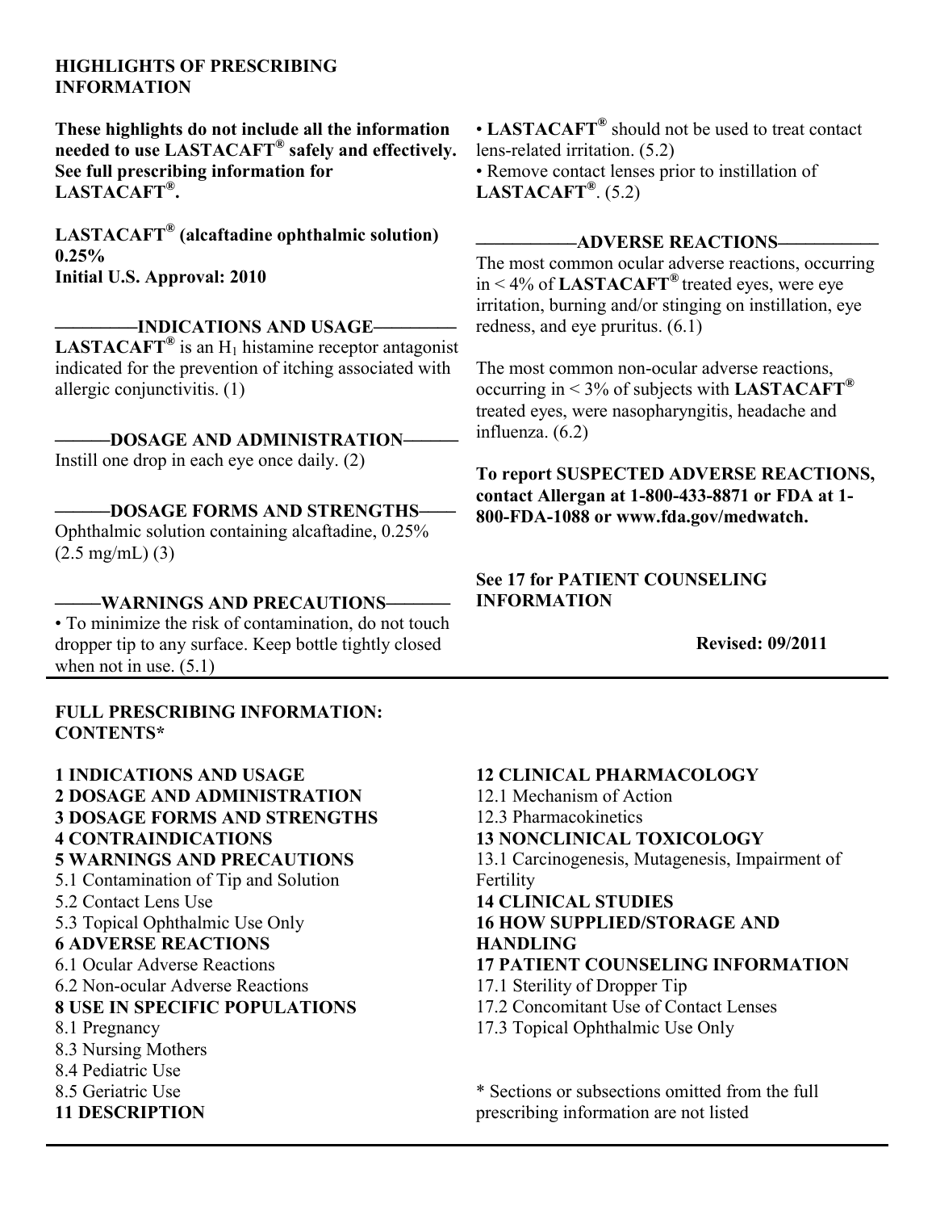**HIGHLIGHTS OF PRESCRIBING INFORMATION**

**These highlights do not include all the information needed to use LASTACAFT® safely and effectively. See full prescribing information for LASTACAFT®.**

**LASTACAFT® (alcaftadine ophthalmic solution) 0.25%**
**Initial U.S. Approval: 2010**

**——————INDICATIONS AND USAGE——————**

**LASTACAFT®** is an $H_1$ histamine receptor antagonist indicated for the prevention of itching associated with allergic conjunctivitis. (1)

**———DOSAGE AND ADMINISTRATION———**

Instill one drop in each eye once daily. (2)

**———DOSAGE FORMS AND STRENGTHS———**

Ophthalmic solution containing alcaftadine, 0.25% (2.5 mg/mL) (3)

**———WARNINGS AND PRECAUTIONS———**

- To minimize the risk of contamination, do not touch dropper tip to any surface. Keep bottle tightly closed when not in use. (5.1)
- **LASTACAFT®** should not be used to treat contact lens-related irritation. (5.2)
- Remove contact lenses prior to instillation of **LASTACAFT®**. (5.2)

**——————ADVERSE REACTIONS——————**

The most common ocular adverse reactions, occurring in < 4% of **LASTACAFT®** treated eyes, were eye irritation, burning and/or stinging on instillation, eye redness, and eye pruritus. (6.1)

The most common non-ocular adverse reactions, occurring in < 3% of subjects with **LASTACAFT®** treated eyes, were nasopharyngitis, headache and influenza. (6.2)

**To report SUSPECTED ADVERSE REACTIONS, contact Allergan at 1-800-433-8871 or FDA at 1-800-FDA-1088 or www.fda.gov/medwatch.**

**See 17 for PATIENT COUNSELING INFORMATION**

**Revised: 09/2011**

---

**FULL PRESCRIBING INFORMATION: CONTENTS***

**1 INDICATIONS AND USAGE**
**2 DOSAGE AND ADMINISTRATION**
**3 DOSAGE FORMS AND STRENGTHS**
**4 CONTRAINDICATIONS**
**5 WARNINGS AND PRECAUTIONS**
5.1 Contamination of Tip and Solution
5.2 Contact Lens Use
5.3 Topical Ophthalmic Use Only
**6 ADVERSE REACTIONS**
6.1 Ocular Adverse Reactions
6.2 Non-ocular Adverse Reactions
**8 USE IN SPECIFIC POPULATIONS**
8.1 Pregnancy
8.3 Nursing Mothers
8.4 Pediatric Use
8.5 Geriatric Use
**11 DESCRIPTION**
**12 CLINICAL PHARMACOLOGY**
12.1 Mechanism of Action
12.3 Pharmacokinetics
**13 NONCLINICAL TOXICOLOGY**
13.1 Carcinogenesis, Mutagenesis, Impairment of Fertility
**14 CLINICAL STUDIES**
**16 HOW SUPPLIED/STORAGE AND HANDLING**
**17 PATIENT COUNSELING INFORMATION**
17.1 Sterility of Dropper Tip
17.2 Concomitant Use of Contact Lenses
17.3 Topical Ophthalmic Use Only

* Sections or subsections omitted from the full prescribing information are not listed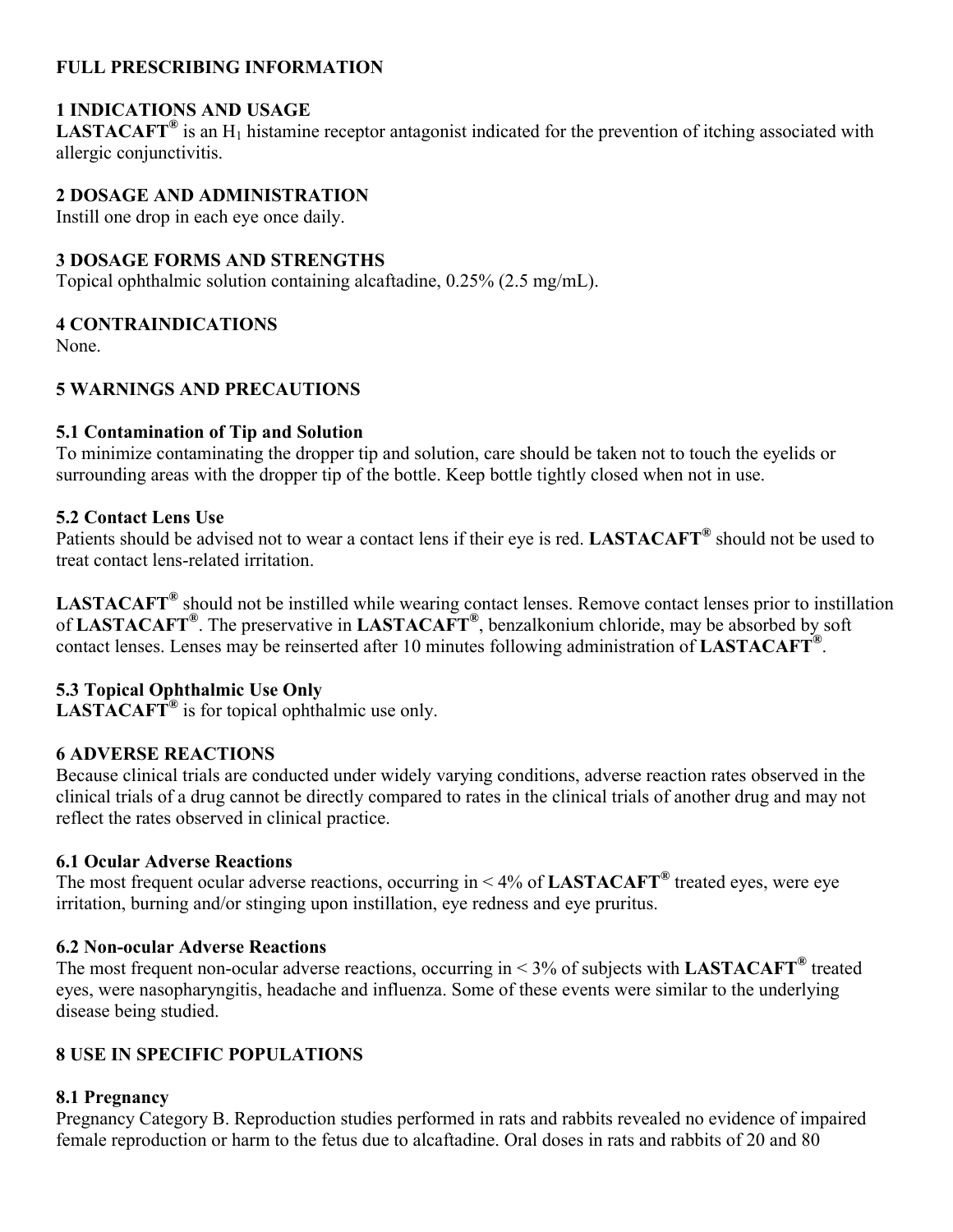# FULL PRESCRIBING INFORMATION

## 1 INDICATIONS AND USAGE

**LASTACAFT®** is an $H_1$ histamine receptor antagonist indicated for the prevention of itching associated with allergic conjunctivitis.

## 2 DOSAGE AND ADMINISTRATION

Instill one drop in each eye once daily.

## 3 DOSAGE FORMS AND STRENGTHS

Topical ophthalmic solution containing alcaftadine, 0.25% (2.5 mg/mL).

## 4 CONTRAINDICATIONS

None.

## 5 WARNINGS AND PRECAUTIONS

### 5.1 Contamination of Tip and Solution

To minimize contaminating the dropper tip and solution, care should be taken not to touch the eyelids or surrounding areas with the dropper tip of the bottle. Keep bottle tightly closed when not in use.

### 5.2 Contact Lens Use

Patients should be advised not to wear a contact lens if their eye is red. **LASTACAFT®** should not be used to treat contact lens-related irritation.

**LASTACAFT®** should not be instilled while wearing contact lenses. Remove contact lenses prior to instillation of **LASTACAFT®**. The preservative in **LASTACAFT®**, benzalkonium chloride, may be absorbed by soft contact lenses. Lenses may be reinserted after 10 minutes following administration of **LASTACAFT®**.

### 5.3 Topical Ophthalmic Use Only

**LASTACAFT®** is for topical ophthalmic use only.

## 6 ADVERSE REACTIONS

Because clinical trials are conducted under widely varying conditions, adverse reaction rates observed in the clinical trials of a drug cannot be directly compared to rates in the clinical trials of another drug and may not reflect the rates observed in clinical practice.

### 6.1 Ocular Adverse Reactions

The most frequent ocular adverse reactions, occurring in < 4% of **LASTACAFT®** treated eyes, were eye irritation, burning and/or stinging upon instillation, eye redness and eye pruritus.

### 6.2 Non-ocular Adverse Reactions

The most frequent non-ocular adverse reactions, occurring in < 3% of subjects with **LASTACAFT®** treated eyes, were nasopharyngitis, headache and influenza. Some of these events were similar to the underlying disease being studied.

## 8 USE IN SPECIFIC POPULATIONS

### 8.1 Pregnancy

Pregnancy Category B. Reproduction studies performed in rats and rabbits revealed no evidence of impaired female reproduction or harm to the fetus due to alcaftadine. Oral doses in rats and rabbits of 20 and 80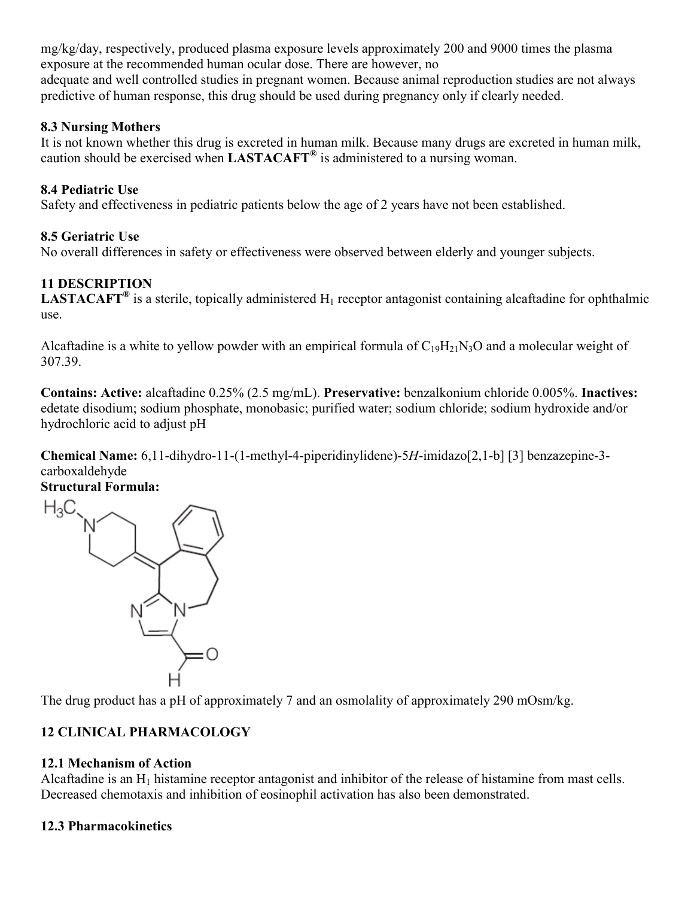mg/kg/day, respectively, produced plasma exposure levels approximately 200 and 9000 times the plasma exposure at the recommended human ocular dose. There are however, no adequate and well controlled studies in pregnant women. Because animal reproduction studies are not always predictive of human response, this drug should be used during pregnancy only if clearly needed.

### 8.3 Nursing Mothers

It is not known whether this drug is excreted in human milk. Because many drugs are excreted in human milk, caution should be exercised when **LASTACAFT®** is administered to a nursing woman.

### 8.4 Pediatric Use

Safety and effectiveness in pediatric patients below the age of 2 years have not been established.

### 8.5 Geriatric Use

No overall differences in safety or effectiveness were observed between elderly and younger subjects.

## 11 DESCRIPTION

**LASTACAFT®** is a sterile, topically administered $H_1$ receptor antagonist containing alcaftadine for ophthalmic use.

Alcaftadine is a white to yellow powder with an empirical formula of $C_{19}H_{21}N_3O$ and a molecular weight of 307.39.

**Contains: Active:** alcaftadine 0.25% (2.5 mg/mL). **Preservative:** benzalkonium chloride 0.005%. **Inactives:** edetate disodium; sodium phosphate, monobasic; purified water; sodium chloride; sodium hydroxide and/or hydrochloric acid to adjust pH

**Chemical Name:** 6,11-dihydro-11-(1-methyl-4-piperidinylidene)-5*H*-imidazo[2,1-b] [3] benzazepine-3-carboxaldehyde

**Structural Formula:**

The drug product has a pH of approximately 7 and an osmolality of approximately 290 mOsm/kg.

## 12 CLINICAL PHARMACOLOGY

### 12.1 Mechanism of Action

Alcaftadine is an $H_1$ histamine receptor antagonist and inhibitor of the release of histamine from mast cells. Decreased chemotaxis and inhibition of eosinophil activation has also been demonstrated.

### 12.3 Pharmacokinetics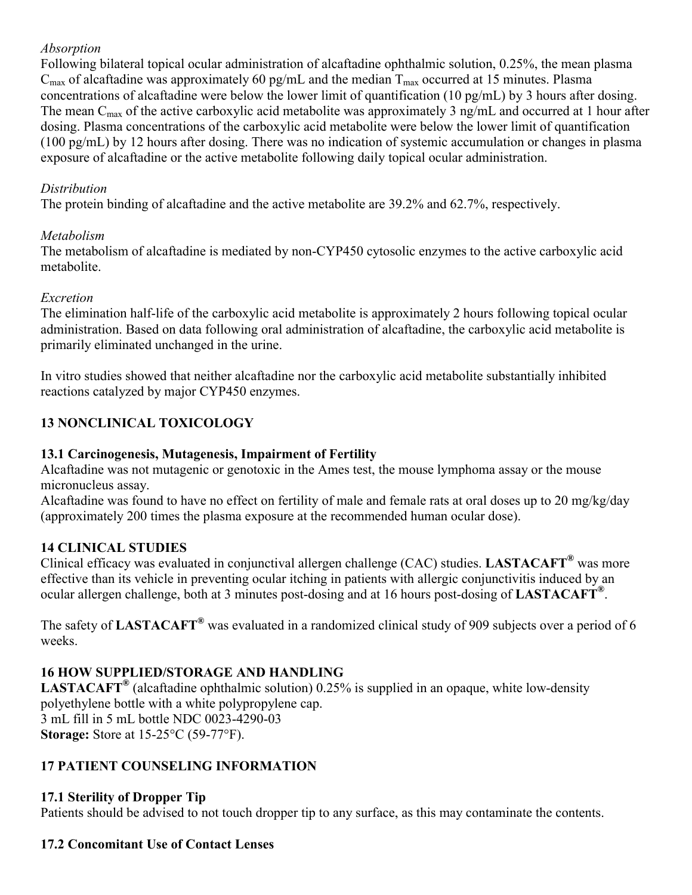*Absorption*

Following bilateral topical ocular administration of alcaftadine ophthalmic solution, 0.25%, the mean plasma $C_{max}$ of alcaftadine was approximately 60 pg/mL and the median $T_{max}$ occurred at 15 minutes. Plasma concentrations of alcaftadine were below the lower limit of quantification (10 pg/mL) by 3 hours after dosing. The mean $C_{max}$ of the active carboxylic acid metabolite was approximately 3 ng/mL and occurred at 1 hour after dosing. Plasma concentrations of the carboxylic acid metabolite were below the lower limit of quantification (100 pg/mL) by 12 hours after dosing. There was no indication of systemic accumulation or changes in plasma exposure of alcaftadine or the active metabolite following daily topical ocular administration.

*Distribution*

The protein binding of alcaftadine and the active metabolite are 39.2% and 62.7%, respectively.

*Metabolism*

The metabolism of alcaftadine is mediated by non-CYP450 cytosolic enzymes to the active carboxylic acid metabolite.

*Excretion*

The elimination half-life of the carboxylic acid metabolite is approximately 2 hours following topical ocular administration. Based on data following oral administration of alcaftadine, the carboxylic acid metabolite is primarily eliminated unchanged in the urine.

In vitro studies showed that neither alcaftadine nor the carboxylic acid metabolite substantially inhibited reactions catalyzed by major CYP450 enzymes.

## 13 NONCLINICAL TOXICOLOGY

### 13.1 Carcinogenesis, Mutagenesis, Impairment of Fertility

Alcaftadine was not mutagenic or genotoxic in the Ames test, the mouse lymphoma assay or the mouse micronucleus assay.

Alcaftadine was found to have no effect on fertility of male and female rats at oral doses up to 20 mg/kg/day (approximately 200 times the plasma exposure at the recommended human ocular dose).

## 14 CLINICAL STUDIES

Clinical efficacy was evaluated in conjunctival allergen challenge (CAC) studies. **LASTACAFT®** was more effective than its vehicle in preventing ocular itching in patients with allergic conjunctivitis induced by an ocular allergen challenge, both at 3 minutes post-dosing and at 16 hours post-dosing of **LASTACAFT®**.

The safety of **LASTACAFT®** was evaluated in a randomized clinical study of 909 subjects over a period of 6 weeks.

## 16 HOW SUPPLIED/STORAGE AND HANDLING

**LASTACAFT®** (alcaftadine ophthalmic solution) 0.25% is supplied in an opaque, white low-density polyethylene bottle with a white polypropylene cap.

3 mL fill in 5 mL bottle NDC 0023-4290-03

**Storage:** Store at 15-25°C (59-77°F).

## 17 PATIENT COUNSELING INFORMATION

### 17.1 Sterility of Dropper Tip

Patients should be advised to not touch dropper tip to any surface, as this may contaminate the contents.

### 17.2 Concomitant Use of Contact Lenses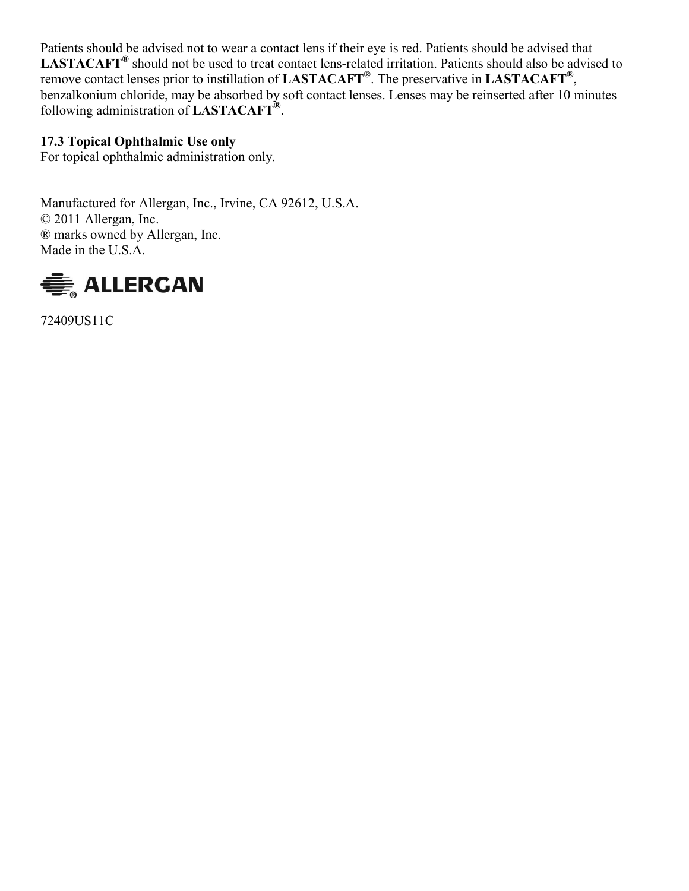Patients should be advised not to wear a contact lens if their eye is red. Patients should be advised that **LASTACAFT®** should not be used to treat contact lens-related irritation. Patients should also be advised to remove contact lenses prior to instillation of **LASTACAFT®**. The preservative in **LASTACAFT®**, benzalkonium chloride, may be absorbed by soft contact lenses. Lenses may be reinserted after 10 minutes following administration of **LASTACAFT®**.

**17.3 Topical Ophthalmic Use only**

For topical ophthalmic administration only.

Manufactured for Allergan, Inc., Irvine, CA 92612, U.S.A.
© 2011 Allergan, Inc.
® marks owned by Allergan, Inc.
Made in the U.S.A.

ALLERGAN

72409US11C